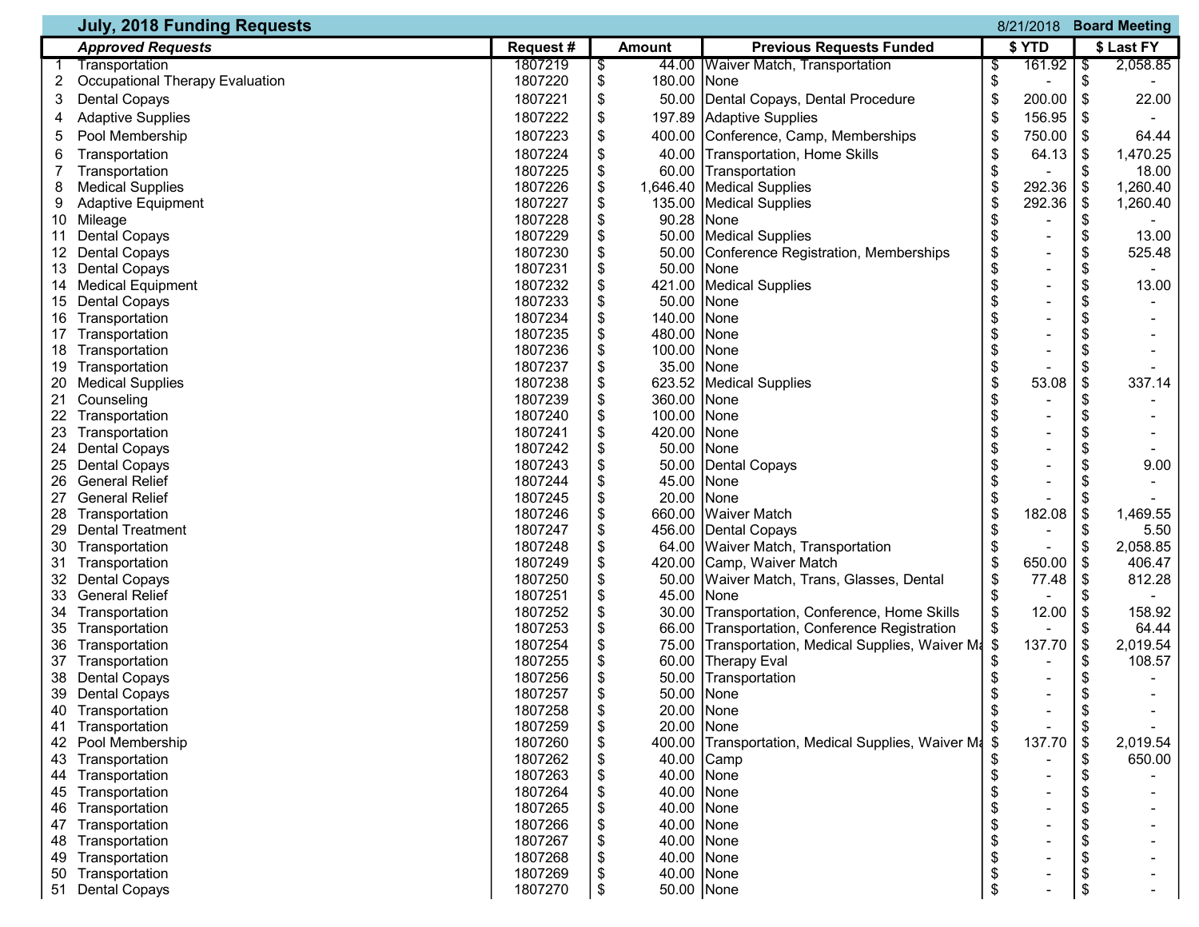## July, 2018 Funding Requests

8/21/2018 **Board Meeting**

| | *Approved Requests* | Request # | Amount | Previous Requests Funded | $ YTD | $ Last FY |
|---|---|---|---|---|---|---|
| 1 | Transportation | 1807219 | $ 44.00 | Waiver Match, Transportation | $ 161.92 | $ 2,058.85 |
| 2 | Occupational Therapy Evaluation | 1807220 | $ 180.00 | None | $ - | $ - |
| 3 | Dental Copays | 1807221 | $ 50.00 | Dental Copays, Dental Procedure | $ 200.00 | $ 22.00 |
| 4 | Adaptive Supplies | 1807222 | $ 197.89 | Adaptive Supplies | $ 156.95 | $ - |
| 5 | Pool Membership | 1807223 | $ 400.00 | Conference, Camp, Memberships | $ 750.00 | $ 64.44 |
| 6 | Transportation | 1807224 | $ 40.00 | Transportation, Home Skills | $ 64.13 | $ 1,470.25 |
| 7 | Transportation | 1807225 | $ 60.00 | Transportation | $ - | $ 18.00 |
| 8 | Medical Supplies | 1807226 | $ 1,646.40 | Medical Supplies | $ 292.36 | $ 1,260.40 |
| 9 | Adaptive Equipment | 1807227 | $ 135.00 | Medical Supplies | $ 292.36 | $ 1,260.40 |
| 10 | Mileage | 1807228 | $ 90.28 | None | $ - | $ - |
| 11 | Dental Copays | 1807229 | $ 50.00 | Medical Supplies | $ - | $ 13.00 |
| 12 | Dental Copays | 1807230 | $ 50.00 | Conference Registration, Memberships | $ - | $ 525.48 |
| 13 | Dental Copays | 1807231 | $ 50.00 | None | $ - | $ - |
| 14 | Medical Equipment | 1807232 | $ 421.00 | Medical Supplies | $ - | $ 13.00 |
| 15 | Dental Copays | 1807233 | $ 50.00 | None | $ - | $ - |
| 16 | Transportation | 1807234 | $ 140.00 | None | $ - | $ - |
| 17 | Transportation | 1807235 | $ 480.00 | None | $ - | $ - |
| 18 | Transportation | 1807236 | $ 100.00 | None | $ - | $ - |
| 19 | Transportation | 1807237 | $ 35.00 | None | $ - | $ - |
| 20 | Medical Supplies | 1807238 | $ 623.52 | Medical Supplies | $ 53.08 | $ 337.14 |
| 21 | Counseling | 1807239 | $ 360.00 | None | $ - | $ - |
| 22 | Transportation | 1807240 | $ 100.00 | None | $ - | $ - |
| 23 | Transportation | 1807241 | $ 420.00 | None | $ - | $ - |
| 24 | Dental Copays | 1807242 | $ 50.00 | None | $ - | $ - |
| 25 | Dental Copays | 1807243 | $ 50.00 | Dental Copays | $ - | $ 9.00 |
| 26 | General Relief | 1807244 | $ 45.00 | None | $ - | $ - |
| 27 | General Relief | 1807245 | $ 20.00 | None | $ - | $ - |
| 28 | Transportation | 1807246 | $ 660.00 | Waiver Match | $ 182.08 | $ 1,469.55 |
| 29 | Dental Treatment | 1807247 | $ 456.00 | Dental Copays | $ - | $ 5.50 |
| 30 | Transportation | 1807248 | $ 64.00 | Waiver Match, Transportation | $ - | $ 2,058.85 |
| 31 | Transportation | 1807249 | $ 420.00 | Camp, Waiver Match | $ 650.00 | $ 406.47 |
| 32 | Dental Copays | 1807250 | $ 50.00 | Waiver Match, Trans, Glasses, Dental | $ 77.48 | $ 812.28 |
| 33 | General Relief | 1807251 | $ 45.00 | None | $ - | $ - |
| 34 | Transportation | 1807252 | $ 30.00 | Transportation, Conference, Home Skills | $ 12.00 | $ 158.92 |
| 35 | Transportation | 1807253 | $ 66.00 | Transportation, Conference Registration | $ - | $ 64.44 |
| 36 | Transportation | 1807254 | $ 75.00 | Transportation, Medical Supplies, Waiver Ma | $ 137.70 | $ 2,019.54 |
| 37 | Transportation | 1807255 | $ 60.00 | Therapy Eval | $ - | $ 108.57 |
| 38 | Dental Copays | 1807256 | $ 50.00 | Transportation | $ - | $ - |
| 39 | Dental Copays | 1807257 | $ 50.00 | None | $ - | $ - |
| 40 | Transportation | 1807258 | $ 20.00 | None | $ - | $ - |
| 41 | Transportation | 1807259 | $ 20.00 | None | $ - | $ - |
| 42 | Pool Membership | 1807260 | $ 400.00 | Transportation, Medical Supplies, Waiver Ma | $ 137.70 | $ 2,019.54 |
| 43 | Transportation | 1807262 | $ 40.00 | Camp | $ - | $ 650.00 |
| 44 | Transportation | 1807263 | $ 40.00 | None | $ - | $ - |
| 45 | Transportation | 1807264 | $ 40.00 | None | $ - | $ - |
| 46 | Transportation | 1807265 | $ 40.00 | None | $ - | $ - |
| 47 | Transportation | 1807266 | $ 40.00 | None | $ - | $ - |
| 48 | Transportation | 1807267 | $ 40.00 | None | $ - | $ - |
| 49 | Transportation | 1807268 | $ 40.00 | None | $ - | $ - |
| 50 | Transportation | 1807269 | $ 40.00 | None | $ - | $ - |
| 51 | Dental Copays | 1807270 | $ 50.00 | None | $ - | $ - |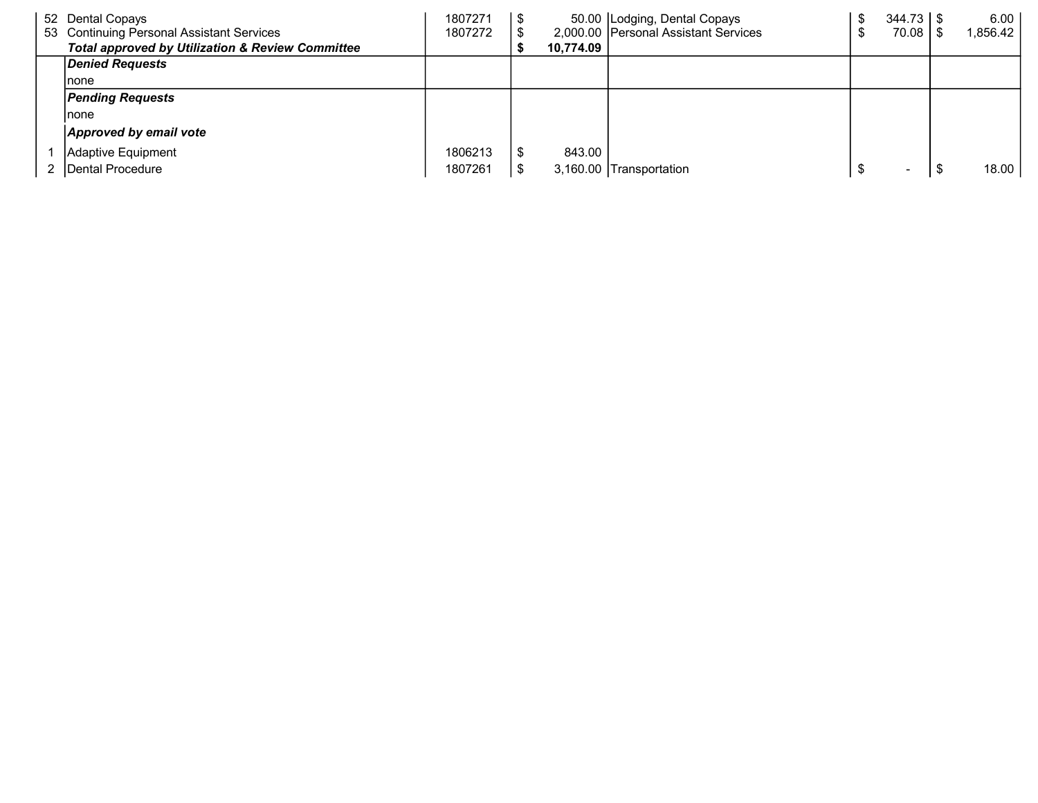| | | | | | | |
|---|---|---|---|---|---|---|
| 52 | Dental Copays | 1807271 | $ 50.00 | Lodging, Dental Copays | $ 344.73 | $ 6.00 |
| 53 | Continuing Personal Assistant Services | 1807272 | $ 2,000.00 | Personal Assistant Services | $ 70.08 | $ 1,856.42 |
| | ***Total approved by Utilization & Review Committee*** | | **$ 10,774.09** | | | |
| | ***Denied Requests*** | | | | | |
| | none | | | | | |
| | ***Pending Requests*** | | | | | |
| | none | | | | | |
| | ***Approved by email vote*** | | | | | |
| 1 | Adaptive Equipment | 1806213 | $ 843.00 | | | |
| 2 | Dental Procedure | 1807261 | $ 3,160.00 | Transportation | $ - | $ 18.00 |